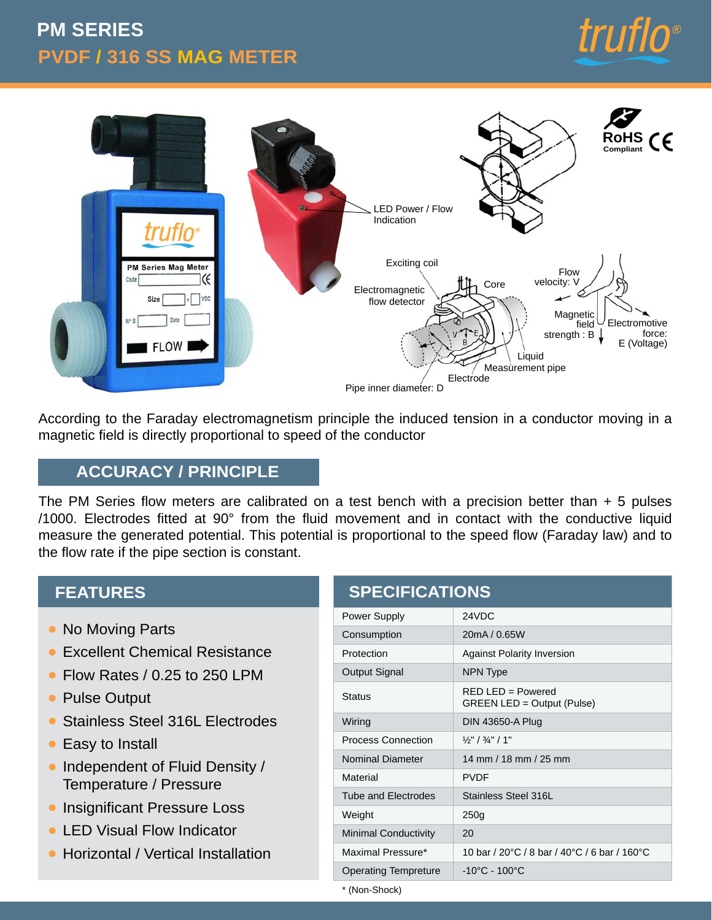# PM SERIES

## PVDF / 316 SS MAG METER

According to the Faraday electromagnetism principle the induced tension in a conductor moving in a magnetic field is directly proportional to speed of the conductor

## ACCURACY / PRINCIPLE

The PM Series flow meters are calibrated on a test bench with a precision better than + 5 pulses /1000. Electrodes fitted at 90° from the fluid movement and in contact with the conductive liquid measure the generated potential. This potential is proportional to the speed flow (Faraday law) and to the flow rate if the pipe section is constant.

## FEATURES

- No Moving Parts
- Excellent Chemical Resistance
- Flow Rates / 0.25 to 250 LPM
- Pulse Output
- Stainless Steel 316L Electrodes
- Easy to Install
- Independent of Fluid Density / Temperature / Pressure
- Insignificant Pressure Loss
- LED Visual Flow Indicator
- Horizontal / Vertical Installation

## SPECIFICATIONS

| | |
|---|---|
| Power Supply | 24VDC |
| Consumption | 20mA / 0.65W |
| Protection | Against Polarity Inversion |
| Output Signal | NPN Type |
| Status | RED LED = Powered<br>GREEN LED = Output (Pulse) |
| Wiring | DIN 43650-A Plug |
| Process Connection | ½" / ¾" / 1" |
| Nominal Diameter | 14 mm / 18 mm / 25 mm |
| Material | PVDF |
| Tube and Electrodes | Stainless Steel 316L |
| Weight | 250g |
| Minimal Conductivity | 20 |
| Maximal Pressure* | 10 bar / 20°C / 8 bar / 40°C / 6 bar / 160°C |
| Operating Tempreture | -10°C - 100°C |

* (Non-Shock)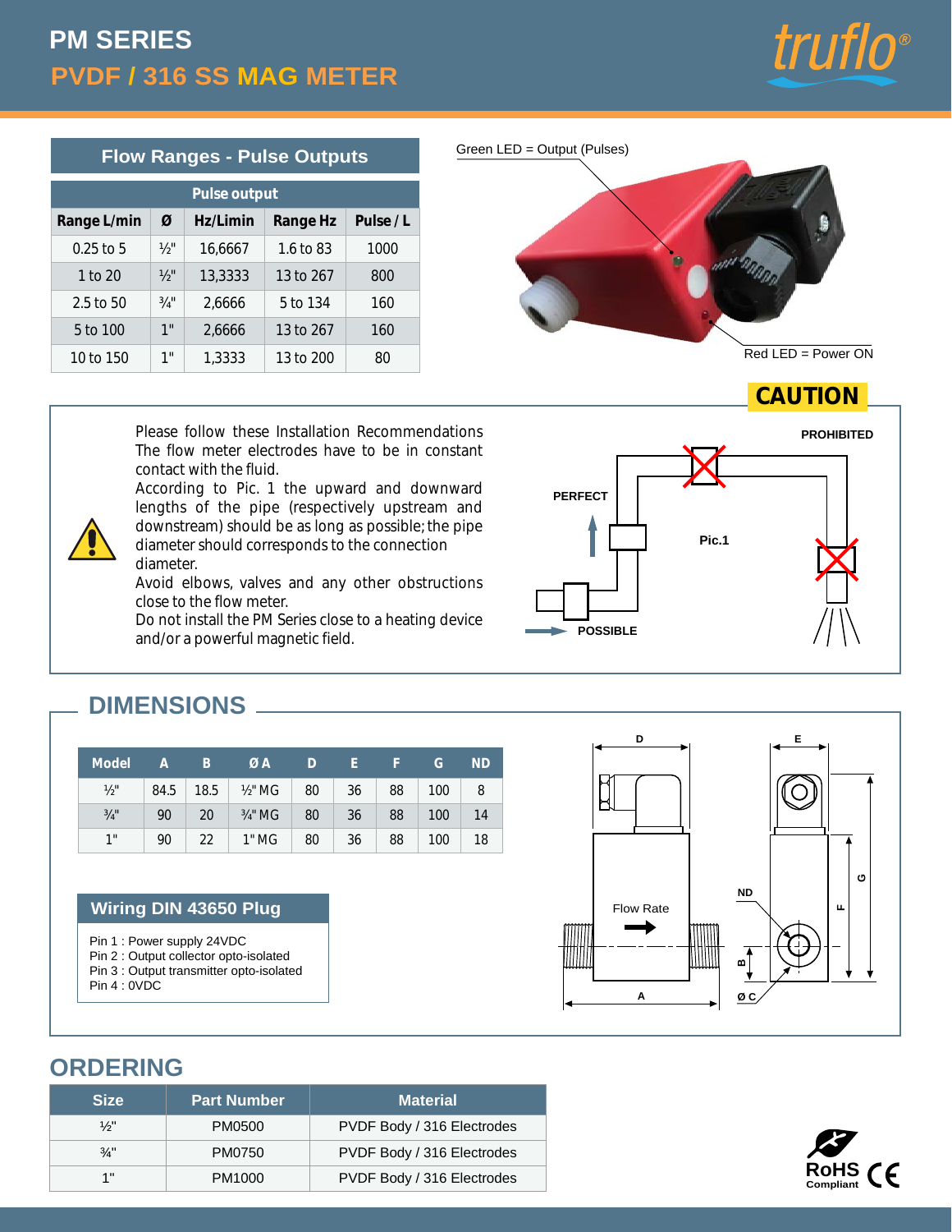# PM SERIES
## PVDF / 316 SS MAG METER

### Flow Ranges - Pulse Outputs

| | | Pulse output | | |
|---|---|---|---|---|
| Range L/min | Ø | Hz/Limin | Range Hz | Pulse / L |
| 0.25 to 5 | ½" | 16,6667 | 1.6 to 83 | 1000 |
| 1 to 20 | ½" | 13,3333 | 13 to 267 | 800 |
| 2.5 to 50 | ¾" | 2,6666 | 5 to 134 | 160 |
| 5 to 100 | 1" | 2,6666 | 13 to 267 | 160 |
| 10 to 150 | 1" | 1,3333 | 13 to 200 | 80 |

Green LED = Output (Pulses)

Red LED = Power ON

### CAUTION

Please follow these Installation Recommendations
The flow meter electrodes have to be in constant contact with the fluid.
According to Pic. 1 the upward and downward lengths of the pipe (respectively upstream and downstream) should be as long as possible; the pipe diameter should corresponds to the connection diameter.
Avoid elbows, valves and any other obstructions close to the flow meter.
Do not install the PM Series close to a heating device and/or a powerful magnetic field.

PROHIBITED
PERFECT
Pic.1
POSSIBLE

## DIMENSIONS

| Model | A | B | ØA | D | E | F | G | ND |
|---|---|---|---|---|---|---|---|---|
| ½" | 84.5 | 18.5 | ½" MG | 80 | 36 | 88 | 100 | 8 |
| ¾" | 90 | 20 | ¾" MG | 80 | 36 | 88 | 100 | 14 |
| 1" | 90 | 22 | 1" MG | 80 | 36 | 88 | 100 | 18 |

D
E
Flow Rate
A
ND
B
Ø C
F
G

### Wiring DIN 43650 Plug

Pin 1 : Power supply 24VDC
Pin 2 : Output collector opto-isolated
Pin 3 : Output transmitter opto-isolated
Pin 4 : 0VDC

## ORDERING

| Size | Part Number | Material |
|---|---|---|
| ½" | PM0500 | PVDF Body / 316 Electrodes |
| ¾" | PM0750 | PVDF Body / 316 Electrodes |
| 1" | PM1000 | PVDF Body / 316 Electrodes |

RoHS Compliant CE